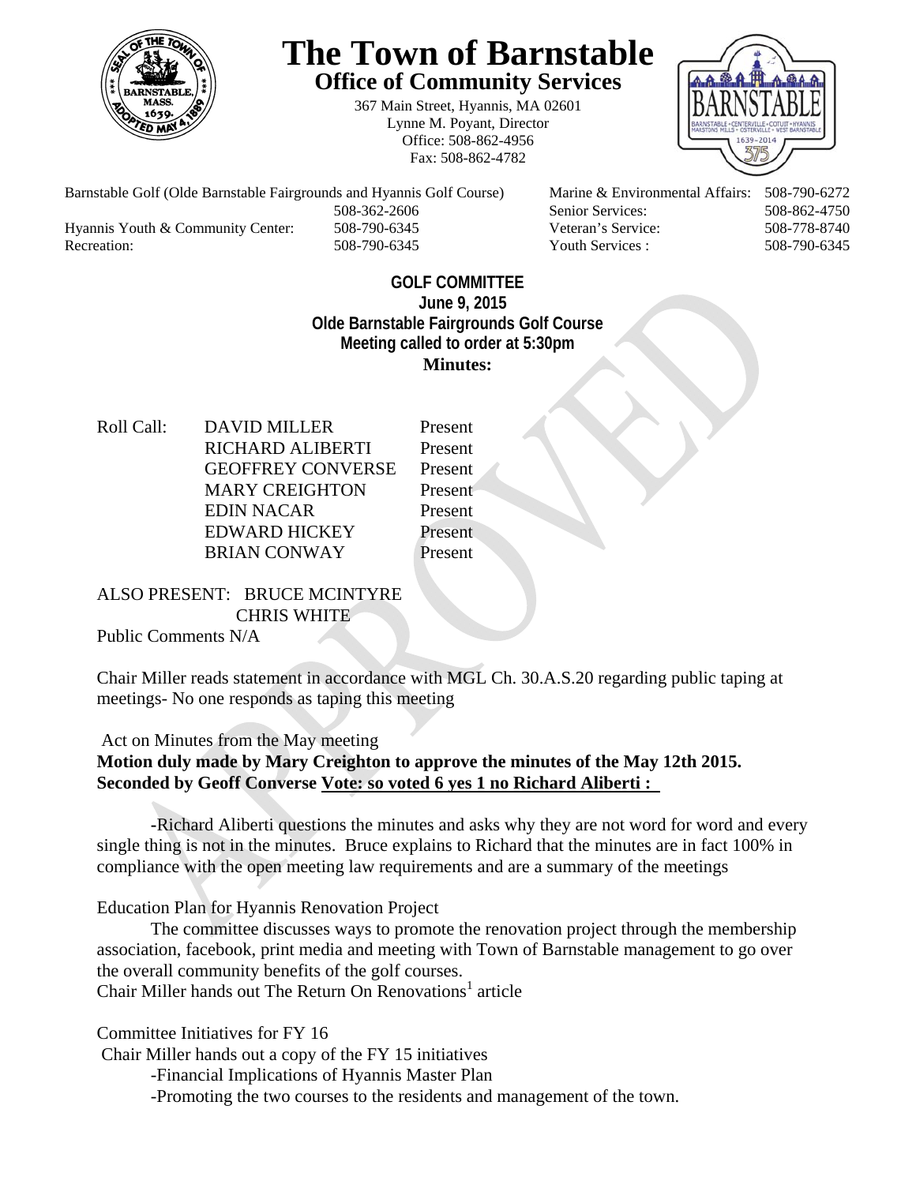# The Town of Barnstable

## Office of Community Services

367 Main Street, Hyannis, MA 02601
Lynne M. Poyant, Director
Office: 508-862-4956
Fax: 508-862-4782

| | | | |
|---|---|---|---|
| Barnstable Golf (Olde Barnstable Fairgrounds and Hyannis Golf Course) | 508-362-2606 | Marine & Environmental Affairs: | 508-790-6272 |
| | | Senior Services: | 508-862-4750 |
| Hyannis Youth & Community Center: | 508-790-6345 | Veteran's Service: | 508-778-8740 |
| Recreation: | 508-790-6345 | Youth Services : | 508-790-6345 |

**GOLF COMMITTEE**
**June 9, 2015**
**Olde Barnstable Fairgrounds Golf Course**
**Meeting called to order at 5:30pm**
**Minutes:**

Roll Call:

| | |
|---|---|
| DAVID MILLER | Present |
| RICHARD ALIBERTI | Present |
| GEOFFREY CONVERSE | Present |
| MARY CREIGHTON | Present |
| EDIN NACAR | Present |
| EDWARD HICKEY | Present |
| BRIAN CONWAY | Present |

ALSO PRESENT: BRUCE MCINTYRE
CHRIS WHITE

Public Comments N/A

Chair Miller reads statement in accordance with MGL Ch. 30.A.S.20 regarding public taping at meetings- No one responds as taping this meeting

Act on Minutes from the May meeting

**Motion duly made by Mary Creighton to approve the minutes of the May 12th 2015. Seconded by Geoff Converse Vote: so voted 6 yes 1 no Richard Aliberti :**

-Richard Aliberti questions the minutes and asks why they are not word for word and every single thing is not in the minutes. Bruce explains to Richard that the minutes are in fact 100% in compliance with the open meeting law requirements and are a summary of the meetings

Education Plan for Hyannis Renovation Project

The committee discusses ways to promote the renovation project through the membership association, facebook, print media and meeting with Town of Barnstable management to go over the overall community benefits of the golf courses.

Chair Miller hands out The Return On Renovations[1] article

Committee Initiatives for FY 16

Chair Miller hands out a copy of the FY 15 initiatives

- -Financial Implications of Hyannis Master Plan
- -Promoting the two courses to the residents and management of the town.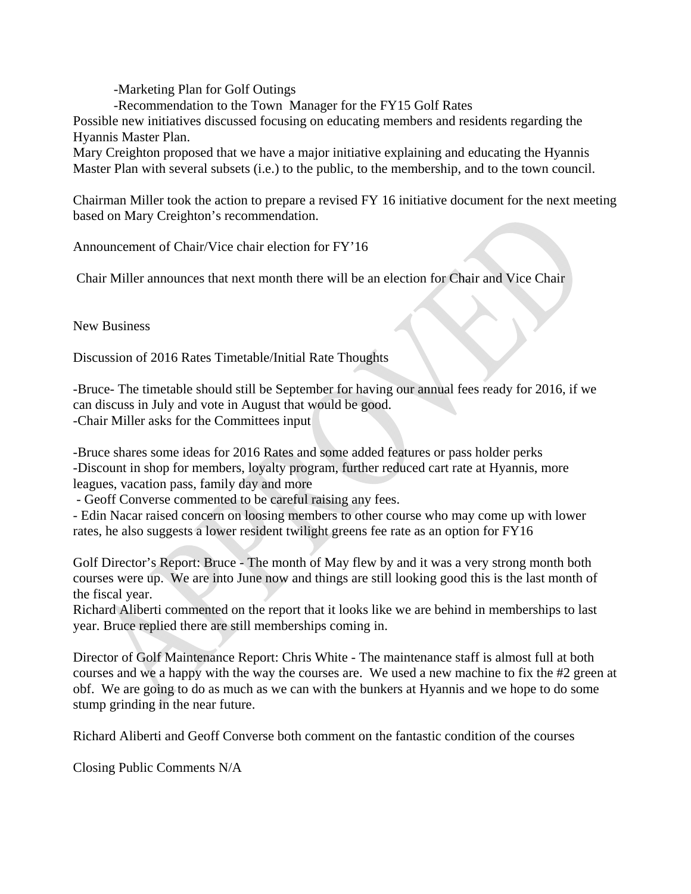-Marketing Plan for Golf Outings

-Recommendation to the Town Manager for the FY15 Golf Rates

Possible new initiatives discussed focusing on educating members and residents regarding the Hyannis Master Plan.

Mary Creighton proposed that we have a major initiative explaining and educating the Hyannis Master Plan with several subsets (i.e.) to the public, to the membership, and to the town council.

Chairman Miller took the action to prepare a revised FY 16 initiative document for the next meeting based on Mary Creighton's recommendation.

Announcement of Chair/Vice chair election for FY'16

Chair Miller announces that next month there will be an election for Chair and Vice Chair

New Business

Discussion of 2016 Rates Timetable/Initial Rate Thoughts

-Bruce- The timetable should still be September for having our annual fees ready for 2016, if we can discuss in July and vote in August that would be good.

-Chair Miller asks for the Committees input

-Bruce shares some ideas for 2016 Rates and some added features or pass holder perks

-Discount in shop for members, loyalty program, further reduced cart rate at Hyannis, more leagues, vacation pass, family day and more

- Geoff Converse commented to be careful raising any fees.

- Edin Nacar raised concern on loosing members to other course who may come up with lower rates, he also suggests a lower resident twilight greens fee rate as an option for FY16

Golf Director's Report: Bruce - The month of May flew by and it was a very strong month both courses were up. We are into June now and things are still looking good this is the last month of the fiscal year.

Richard Aliberti commented on the report that it looks like we are behind in memberships to last year. Bruce replied there are still memberships coming in.

Director of Golf Maintenance Report: Chris White - The maintenance staff is almost full at both courses and we a happy with the way the courses are. We used a new machine to fix the #2 green at obf. We are going to do as much as we can with the bunkers at Hyannis and we hope to do some stump grinding in the near future.

Richard Aliberti and Geoff Converse both comment on the fantastic condition of the courses

Closing Public Comments N/A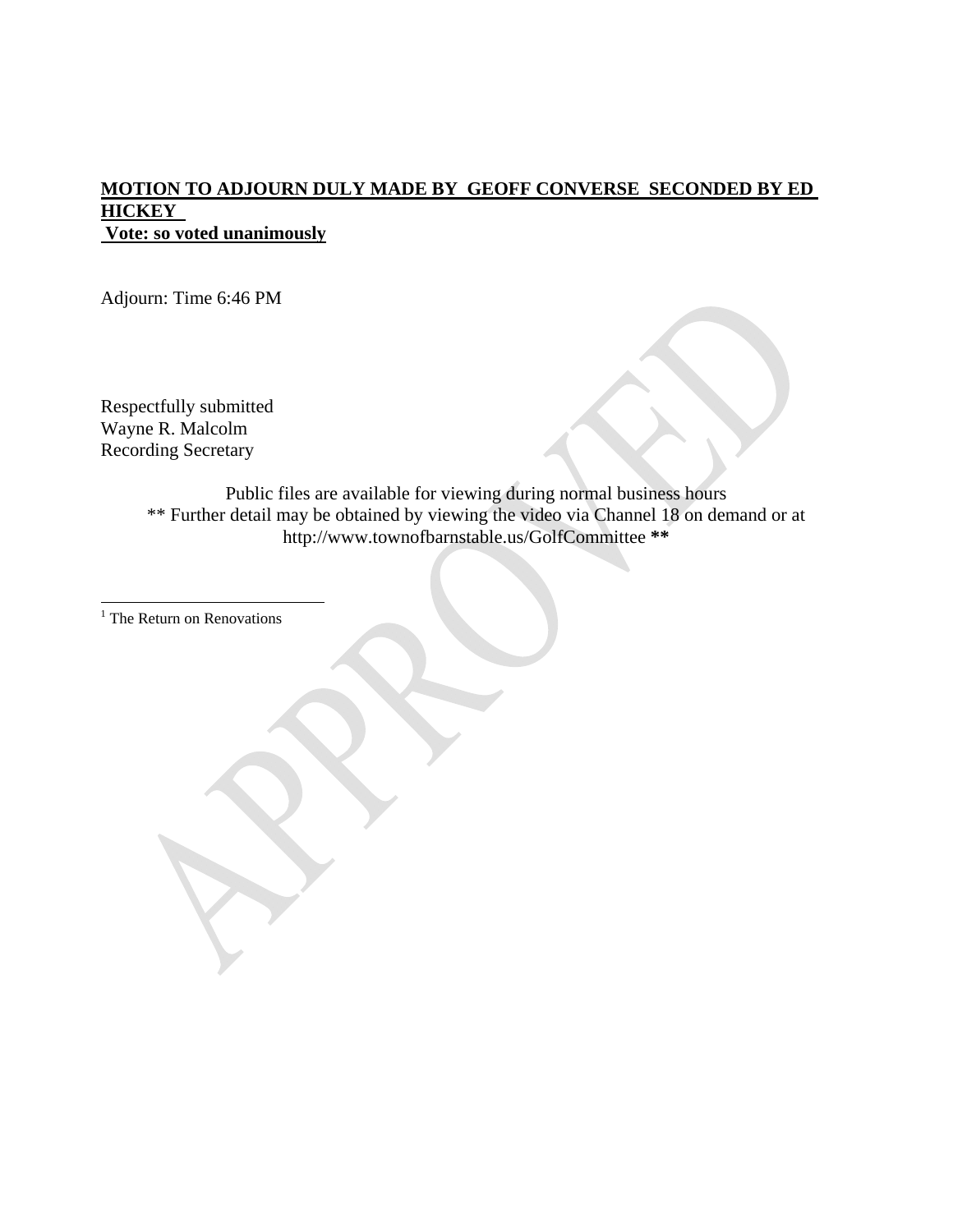**<u>MOTION TO ADJOURN DULY MADE BY GEOFF CONVERSE SECONDED BY ED HICKEY</u>**
**<u>Vote: so voted unanimously</u>**

Adjourn: Time 6:46 PM

Respectfully submitted
Wayne R. Malcolm
Recording Secretary

Public files are available for viewing during normal business hours
** Further detail may be obtained by viewing the video via Channel 18 on demand or at http://www.townofbarnstable.us/GolfCommittee **

---

[1] The Return on Renovations